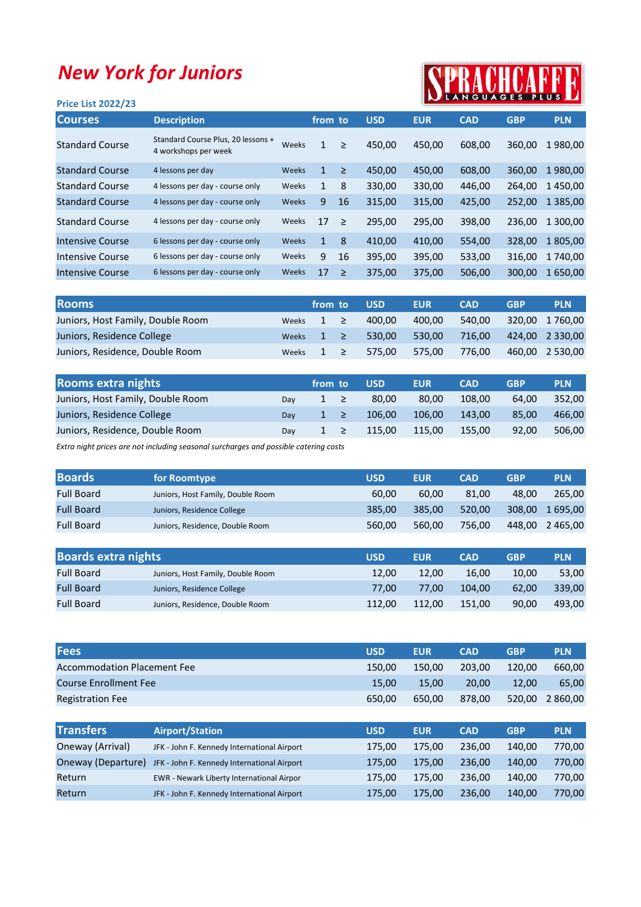# New York for Juniors

SPRACHCAFFE LANGUAGES PLUS

**Price List 2022/23**

| Courses | Description | | from | to | USD | EUR | CAD | GBP | PLN |
|---|---|---|---|---|---|---|---|---|---|
| Standard Course | Standard Course Plus, 20 lessons + 4 workshops per week | Weeks | 1 | ≥ | 450,00 | 450,00 | 608,00 | 360,00 | 1 980,00 |
| Standard Course | 4 lessons per day | Weeks | 1 | ≥ | 450,00 | 450,00 | 608,00 | 360,00 | 1 980,00 |
| Standard Course | 4 lessons per day - course only | Weeks | 1 | 8 | 330,00 | 330,00 | 446,00 | 264,00 | 1 450,00 |
| Standard Course | 4 lessons per day - course only | Weeks | 9 | 16 | 315,00 | 315,00 | 425,00 | 252,00 | 1 385,00 |
| Standard Course | 4 lessons per day - course only | Weeks | 17 | ≥ | 295,00 | 295,00 | 398,00 | 236,00 | 1 300,00 |
| Intensive Course | 6 lessons per day - course only | Weeks | 1 | 8 | 410,00 | 410,00 | 554,00 | 328,00 | 1 805,00 |
| Intensive Course | 6 lessons per day - course only | Weeks | 9 | 16 | 395,00 | 395,00 | 533,00 | 316,00 | 1 740,00 |
| Intensive Course | 6 lessons per day - course only | Weeks | 17 | ≥ | 375,00 | 375,00 | 506,00 | 300,00 | 1 650,00 |

| Rooms | | from | to | USD | EUR | CAD | GBP | PLN |
|---|---|---|---|---|---|---|---|---|
| Juniors, Host Family, Double Room | Weeks | 1 | ≥ | 400,00 | 400,00 | 540,00 | 320,00 | 1 760,00 |
| Juniors, Residence College | Weeks | 1 | ≥ | 530,00 | 530,00 | 716,00 | 424,00 | 2 330,00 |
| Juniors, Residence, Double Room | Weeks | 1 | ≥ | 575,00 | 575,00 | 776,00 | 460,00 | 2 530,00 |

| Rooms extra nights | | from | to | USD | EUR | CAD | GBP | PLN |
|---|---|---|---|---|---|---|---|---|
| Juniors, Host Family, Double Room | Day | 1 | ≥ | 80,00 | 80,00 | 108,00 | 64,00 | 352,00 |
| Juniors, Residence College | Day | 1 | ≥ | 106,00 | 106,00 | 143,00 | 85,00 | 466,00 |
| Juniors, Residence, Double Room | Day | 1 | ≥ | 115,00 | 115,00 | 155,00 | 92,00 | 506,00 |

*Extra night prices are not including seasonal surcharges and possible catering costs*

| Boards | for Roomtype | USD | EUR | CAD | GBP | PLN |
|---|---|---|---|---|---|---|
| Full Board | Juniors, Host Family, Double Room | 60,00 | 60,00 | 81,00 | 48,00 | 265,00 |
| Full Board | Juniors, Residence College | 385,00 | 385,00 | 520,00 | 308,00 | 1 695,00 |
| Full Board | Juniors, Residence, Double Room | 560,00 | 560,00 | 756,00 | 448,00 | 2 465,00 |

| Boards extra nights | | USD | EUR | CAD | GBP | PLN |
|---|---|---|---|---|---|---|
| Full Board | Juniors, Host Family, Double Room | 12,00 | 12,00 | 16,00 | 10,00 | 53,00 |
| Full Board | Juniors, Residence College | 77,00 | 77,00 | 104,00 | 62,00 | 339,00 |
| Full Board | Juniors, Residence, Double Room | 112,00 | 112,00 | 151,00 | 90,00 | 493,00 |

| Fees | USD | EUR | CAD | GBP | PLN |
|---|---|---|---|---|---|
| Accommodation Placement Fee | 150,00 | 150,00 | 203,00 | 120,00 | 660,00 |
| Course Enrollment Fee | 15,00 | 15,00 | 20,00 | 12,00 | 65,00 |
| Registration Fee | 650,00 | 650,00 | 878,00 | 520,00 | 2 860,00 |

| Transfers | Airport/Station | USD | EUR | CAD | GBP | PLN |
|---|---|---|---|---|---|---|
| Oneway (Arrival) | JFK - John F. Kennedy International Airport | 175,00 | 175,00 | 236,00 | 140,00 | 770,00 |
| Oneway (Departure) | JFK - John F. Kennedy International Airport | 175,00 | 175,00 | 236,00 | 140,00 | 770,00 |
| Return | EWR - Newark Liberty International Airpor | 175,00 | 175,00 | 236,00 | 140,00 | 770,00 |
| Return | JFK - John F. Kennedy International Airport | 175,00 | 175,00 | 236,00 | 140,00 | 770,00 |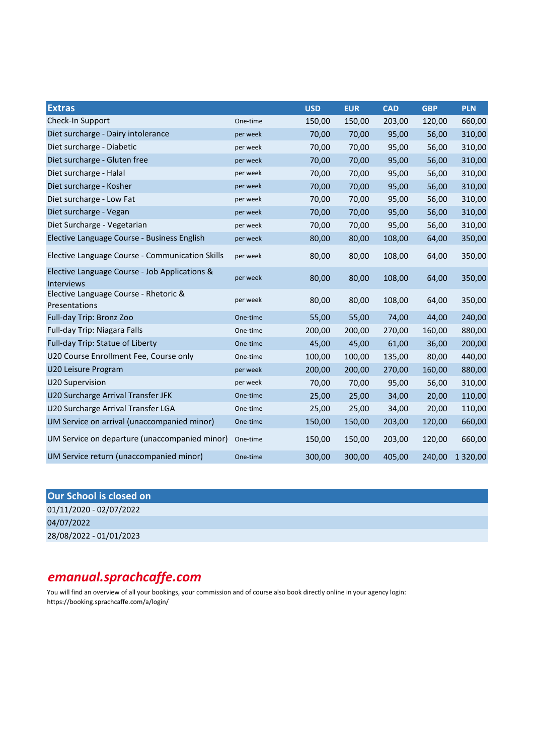| Extras | | USD | EUR | CAD | GBP | PLN |
|---|---|---|---|---|---|---|
| Check-In Support | One-time | 150,00 | 150,00 | 203,00 | 120,00 | 660,00 |
| Diet surcharge - Dairy intolerance | per week | 70,00 | 70,00 | 95,00 | 56,00 | 310,00 |
| Diet surcharge - Diabetic | per week | 70,00 | 70,00 | 95,00 | 56,00 | 310,00 |
| Diet surcharge - Gluten free | per week | 70,00 | 70,00 | 95,00 | 56,00 | 310,00 |
| Diet surcharge - Halal | per week | 70,00 | 70,00 | 95,00 | 56,00 | 310,00 |
| Diet surcharge - Kosher | per week | 70,00 | 70,00 | 95,00 | 56,00 | 310,00 |
| Diet surcharge - Low Fat | per week | 70,00 | 70,00 | 95,00 | 56,00 | 310,00 |
| Diet surcharge - Vegan | per week | 70,00 | 70,00 | 95,00 | 56,00 | 310,00 |
| Diet Surcharge - Vegetarian | per week | 70,00 | 70,00 | 95,00 | 56,00 | 310,00 |
| Elective Language Course - Business English | per week | 80,00 | 80,00 | 108,00 | 64,00 | 350,00 |
| Elective Language Course - Communication Skills | per week | 80,00 | 80,00 | 108,00 | 64,00 | 350,00 |
| Elective Language Course - Job Applications & Interviews | per week | 80,00 | 80,00 | 108,00 | 64,00 | 350,00 |
| Elective Language Course - Rhetoric & Presentations | per week | 80,00 | 80,00 | 108,00 | 64,00 | 350,00 |
| Full-day Trip: Bronz Zoo | One-time | 55,00 | 55,00 | 74,00 | 44,00 | 240,00 |
| Full-day Trip: Niagara Falls | One-time | 200,00 | 200,00 | 270,00 | 160,00 | 880,00 |
| Full-day Trip: Statue of Liberty | One-time | 45,00 | 45,00 | 61,00 | 36,00 | 200,00 |
| U20 Course Enrollment Fee, Course only | One-time | 100,00 | 100,00 | 135,00 | 80,00 | 440,00 |
| U20 Leisure Program | per week | 200,00 | 200,00 | 270,00 | 160,00 | 880,00 |
| U20 Supervision | per week | 70,00 | 70,00 | 95,00 | 56,00 | 310,00 |
| U20 Surcharge Arrival Transfer JFK | One-time | 25,00 | 25,00 | 34,00 | 20,00 | 110,00 |
| U20 Surcharge Arrival Transfer LGA | One-time | 25,00 | 25,00 | 34,00 | 20,00 | 110,00 |
| UM Service on arrival (unaccompanied minor) | One-time | 150,00 | 150,00 | 203,00 | 120,00 | 660,00 |
| UM Service on departure (unaccompanied minor) | One-time | 150,00 | 150,00 | 203,00 | 120,00 | 660,00 |
| UM Service return (unaccompanied minor) | One-time | 300,00 | 300,00 | 405,00 | 240,00 | 1 320,00 |

| Our School is closed on |
|---|
| 01/11/2020 - 02/07/2022 |
| 04/07/2022 |
| 28/08/2022 - 01/01/2023 |

## *emanual.sprachcaffe.com*

You will find an overview of all your bookings, your commission and of course also book directly online in your agency login: https://booking.sprachcaffe.com/a/login/